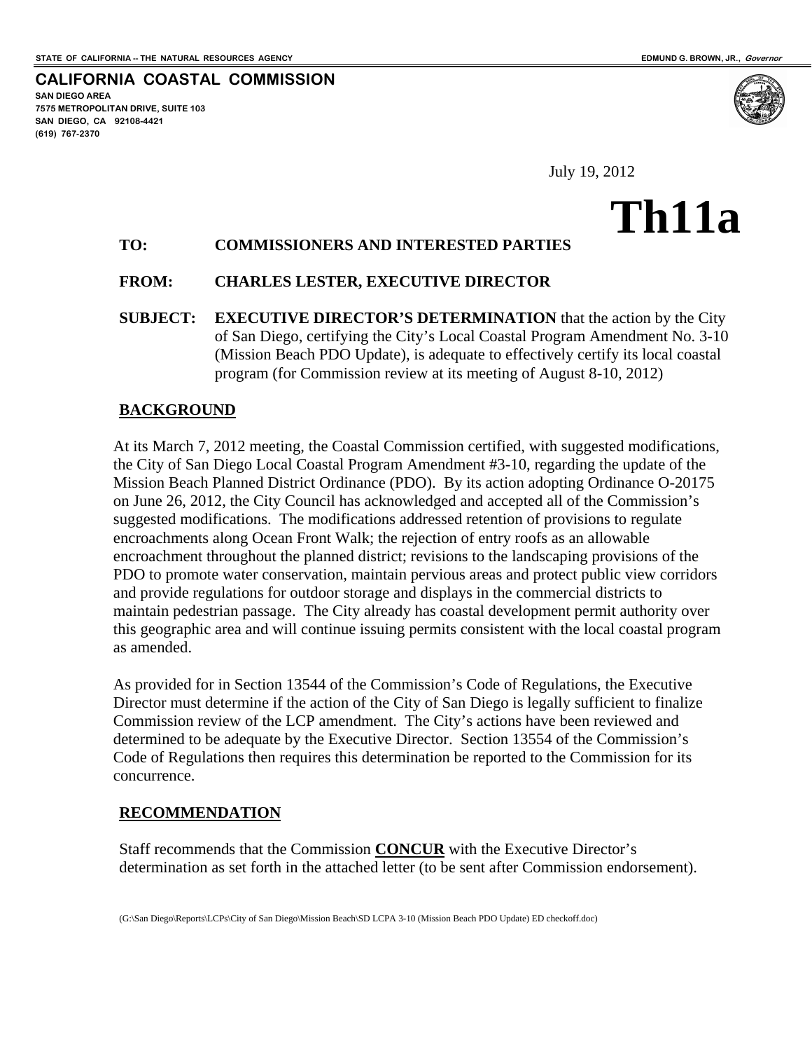STATE OF CALIFORNIA -- THE NATURAL RESOURCES AGENCY EDMUND G. BROWN, JR., *Governor*

**CALIFORNIA COASTAL COMMISSION**
**SAN DIEGO AREA**
**7575 METROPOLITAN DRIVE, SUITE 103**
**SAN DIEGO, CA 92108-4421**
**(619) 767-2370**

July 19, 2012

# Th11a

**TO:** **COMMISSIONERS AND INTERESTED PARTIES**

**FROM:** **CHARLES LESTER, EXECUTIVE DIRECTOR**

**SUBJECT:** **EXECUTIVE DIRECTOR'S DETERMINATION** that the action by the City of San Diego, certifying the City's Local Coastal Program Amendment No. 3-10 (Mission Beach PDO Update), is adequate to effectively certify its local coastal program (for Commission review at its meeting of August 8-10, 2012)

## BACKGROUND

At its March 7, 2012 meeting, the Coastal Commission certified, with suggested modifications, the City of San Diego Local Coastal Program Amendment #3-10, regarding the update of the Mission Beach Planned District Ordinance (PDO). By its action adopting Ordinance O-20175 on June 26, 2012, the City Council has acknowledged and accepted all of the Commission's suggested modifications. The modifications addressed retention of provisions to regulate encroachments along Ocean Front Walk; the rejection of entry roofs as an allowable encroachment throughout the planned district; revisions to the landscaping provisions of the PDO to promote water conservation, maintain pervious areas and protect public view corridors and provide regulations for outdoor storage and displays in the commercial districts to maintain pedestrian passage. The City already has coastal development permit authority over this geographic area and will continue issuing permits consistent with the local coastal program as amended.

As provided for in Section 13544 of the Commission's Code of Regulations, the Executive Director must determine if the action of the City of San Diego is legally sufficient to finalize Commission review of the LCP amendment. The City's actions have been reviewed and determined to be adequate by the Executive Director. Section 13554 of the Commission's Code of Regulations then requires this determination be reported to the Commission for its concurrence.

## RECOMMENDATION

Staff recommends that the Commission **CONCUR** with the Executive Director's determination as set forth in the attached letter (to be sent after Commission endorsement).

(G:\San Diego\Reports\LCPs\City of San Diego\Mission Beach\SD LCPA 3-10 (Mission Beach PDO Update) ED checkoff.doc)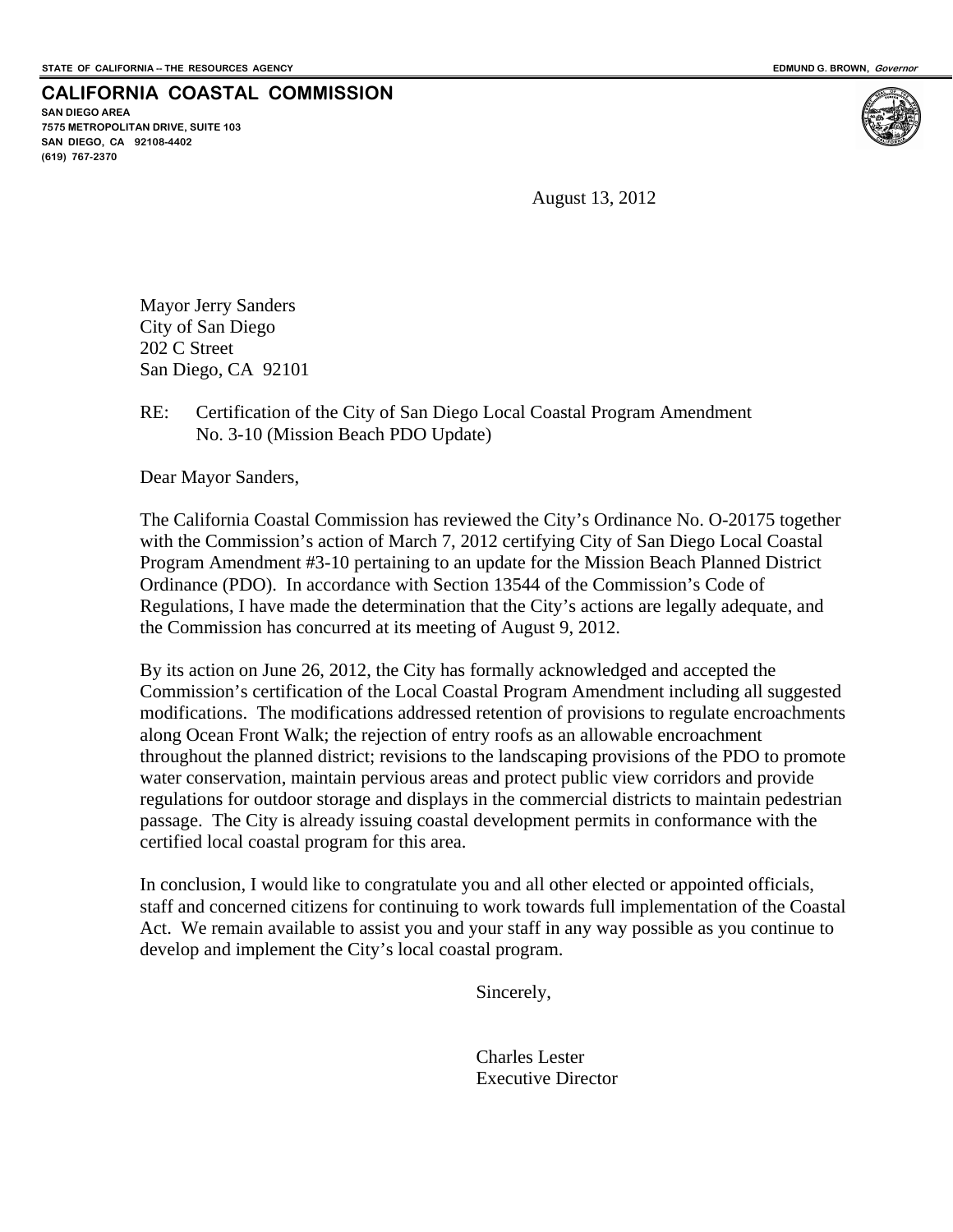STATE OF CALIFORNIA -- THE RESOURCES AGENCY

EDMUND G. BROWN, *Governor*

**CALIFORNIA COASTAL COMMISSION**

**SAN DIEGO AREA**
**7575 METROPOLITAN DRIVE, SUITE 103**
**SAN DIEGO, CA 92108-4402**
**(619) 767-2370**

August 13, 2012

Mayor Jerry Sanders
City of San Diego
202 C Street
San Diego, CA 92101

RE: Certification of the City of San Diego Local Coastal Program Amendment No. 3-10 (Mission Beach PDO Update)

Dear Mayor Sanders,

The California Coastal Commission has reviewed the City's Ordinance No. O-20175 together with the Commission's action of March 7, 2012 certifying City of San Diego Local Coastal Program Amendment #3-10 pertaining to an update for the Mission Beach Planned District Ordinance (PDO). In accordance with Section 13544 of the Commission's Code of Regulations, I have made the determination that the City's actions are legally adequate, and the Commission has concurred at its meeting of August 9, 2012.

By its action on June 26, 2012, the City has formally acknowledged and accepted the Commission's certification of the Local Coastal Program Amendment including all suggested modifications. The modifications addressed retention of provisions to regulate encroachments along Ocean Front Walk; the rejection of entry roofs as an allowable encroachment throughout the planned district; revisions to the landscaping provisions of the PDO to promote water conservation, maintain pervious areas and protect public view corridors and provide regulations for outdoor storage and displays in the commercial districts to maintain pedestrian passage. The City is already issuing coastal development permits in conformance with the certified local coastal program for this area.

In conclusion, I would like to congratulate you and all other elected or appointed officials, staff and concerned citizens for continuing to work towards full implementation of the Coastal Act. We remain available to assist you and your staff in any way possible as you continue to develop and implement the City's local coastal program.

Sincerely,

Charles Lester
Executive Director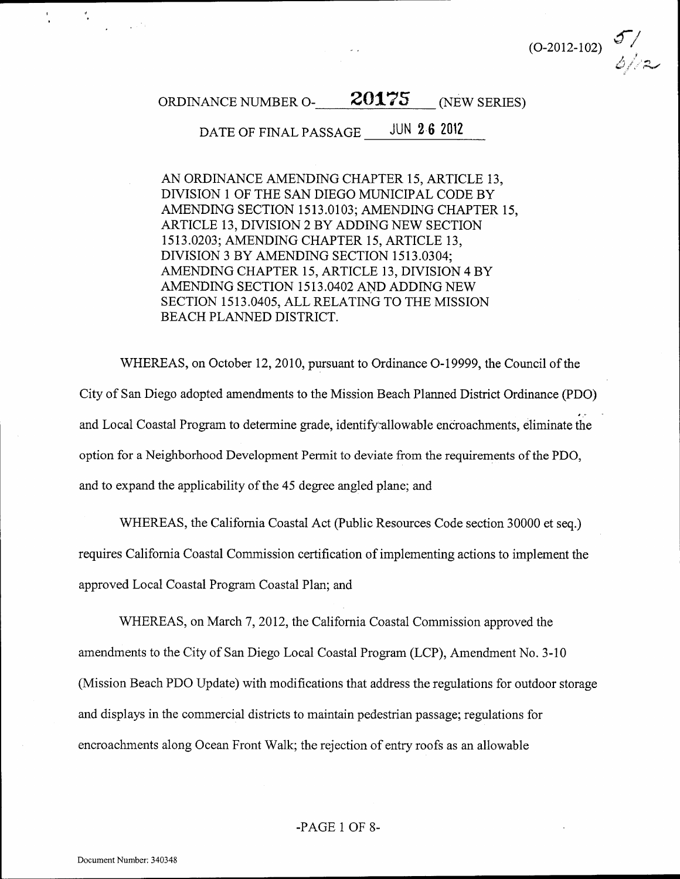(O-2012-102)

ORDINANCE NUMBER O-\_\_\_\_**20175**\_\_\_\_ (NEW SERIES)

DATE OF FINAL PASSAGE \_\_\_\_JUN 26 2012\_\_\_\_

AN ORDINANCE AMENDING CHAPTER 15, ARTICLE 13, DIVISION 1 OF THE SAN DIEGO MUNICIPAL CODE BY AMENDING SECTION 1513.0103; AMENDING CHAPTER 15, ARTICLE 13, DIVISION 2 BY ADDING NEW SECTION 1513.0203; AMENDING CHAPTER 15, ARTICLE 13, DIVISION 3 BY AMENDING SECTION 1513.0304; AMENDING CHAPTER 15, ARTICLE 13, DIVISION 4 BY AMENDING SECTION 1513.0402 AND ADDING NEW SECTION 1513.0405, ALL RELATING TO THE MISSION BEACH PLANNED DISTRICT.

WHEREAS, on October 12, 2010, pursuant to Ordinance O-19999, the Council of the City of San Diego adopted amendments to the Mission Beach Planned District Ordinance (PDO) and Local Coastal Program to determine grade, identify allowable encroachments, eliminate the option for a Neighborhood Development Permit to deviate from the requirements of the PDO, and to expand the applicability of the 45 degree angled plane; and

WHEREAS, the California Coastal Act (Public Resources Code section 30000 et seq.) requires California Coastal Commission certification of implementing actions to implement the approved Local Coastal Program Coastal Plan; and

WHEREAS, on March 7, 2012, the California Coastal Commission approved the amendments to the City of San Diego Local Coastal Program (LCP), Amendment No. 3-10 (Mission Beach PDO Update) with modifications that address the regulations for outdoor storage and displays in the commercial districts to maintain pedestrian passage; regulations for encroachments along Ocean Front Walk; the rejection of entry roofs as an allowable

Document Number: 340348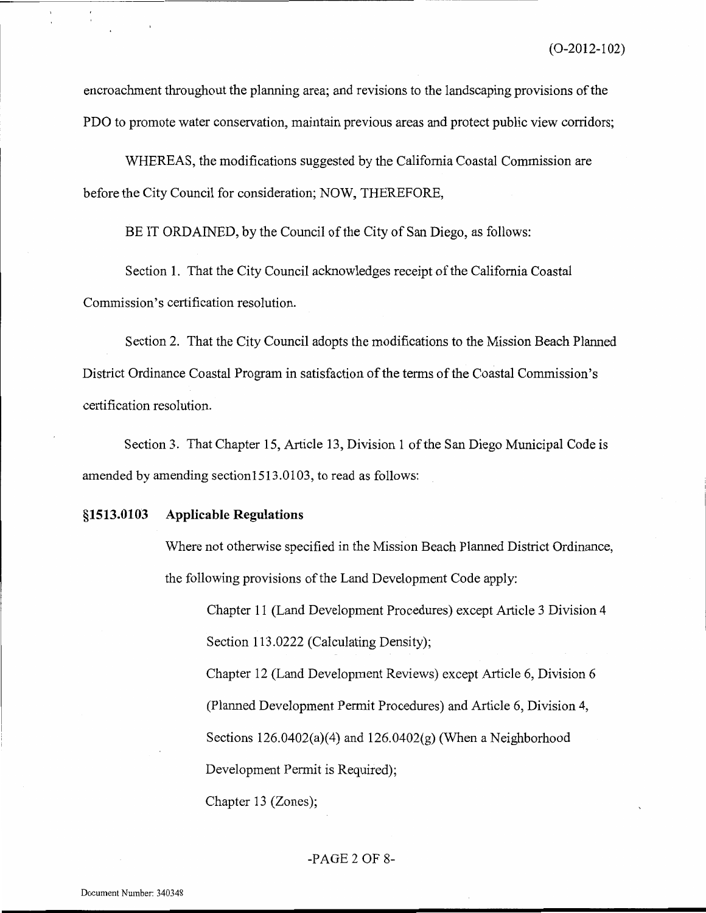encroachment throughout the planning area; and revisions to the landscaping provisions of the PDO to promote water conservation, maintain previous areas and protect public view corridors;

WHEREAS, the modifications suggested by the California Coastal Commission are before the City Council for consideration; NOW, THEREFORE,

BE IT ORDAINED, by the Council of the City of San Diego, as follows:

Section 1. That the City Council acknowledges receipt of the California Coastal Commission's certification resolution.

Section 2. That the City Council adopts the modifications to the Mission Beach Planned District Ordinance Coastal Program in satisfaction of the terms of the Coastal Commission's certification resolution.

Section 3. That Chapter 15, Article 13, Division 1 of the San Diego Municipal Code is amended by amending section1513.0103, to read as follows:

**§1513.0103 Applicable Regulations**

Where not otherwise specified in the Mission Beach Planned District Ordinance, the following provisions of the Land Development Code apply:

Chapter 11 (Land Development Procedures) except Article 3 Division 4 Section 113.0222 (Calculating Density);

Chapter 12 (Land Development Reviews) except Article 6, Division 6 (Planned Development Permit Procedures) and Article 6, Division 4, Sections 126.0402(a)(4) and 126.0402(g) (When a Neighborhood Development Permit is Required);

Chapter 13 (Zones);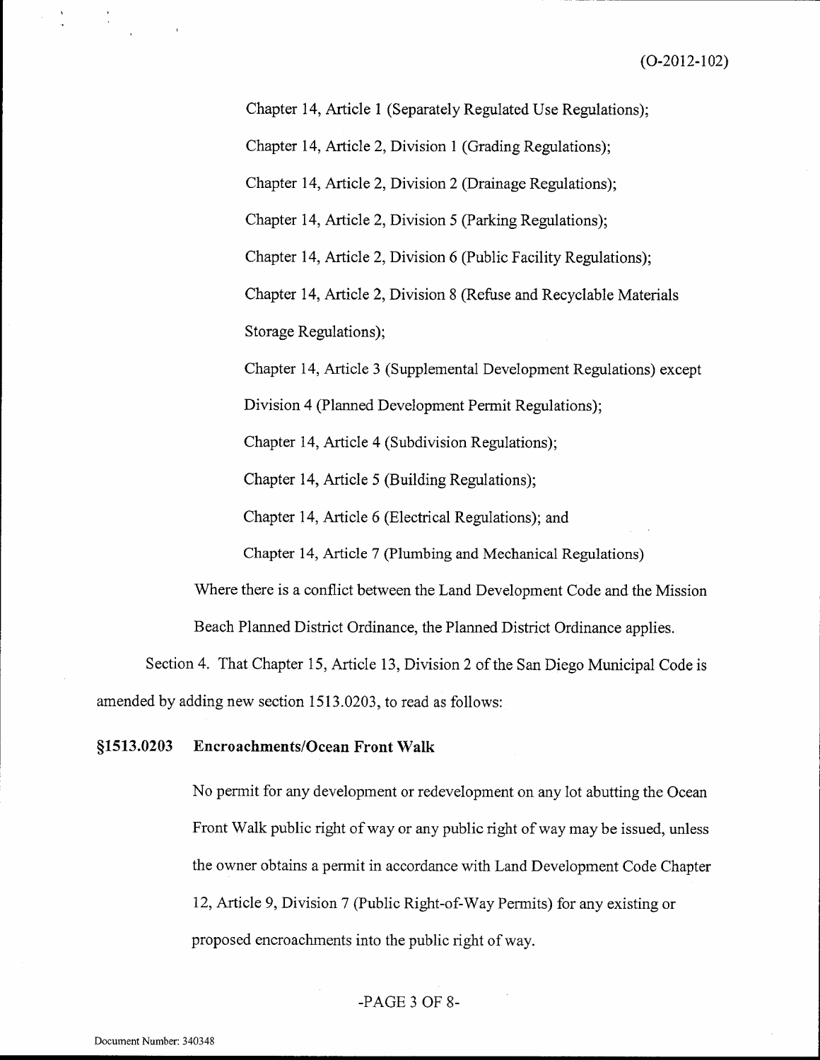Chapter 14, Article 1 (Separately Regulated Use Regulations);

Chapter 14, Article 2, Division 1 (Grading Regulations);

Chapter 14, Article 2, Division 2 (Drainage Regulations);

Chapter 14, Article 2, Division 5 (Parking Regulations);

Chapter 14, Article 2, Division 6 (Public Facility Regulations);

Chapter 14, Article 2, Division 8 (Refuse and Recyclable Materials Storage Regulations);

Chapter 14, Article 3 (Supplemental Development Regulations) except Division 4 (Planned Development Permit Regulations);

Chapter 14, Article 4 (Subdivision Regulations);

Chapter 14, Article 5 (Building Regulations);

Chapter 14, Article 6 (Electrical Regulations); and

Chapter 14, Article 7 (Plumbing and Mechanical Regulations)

Where there is a conflict between the Land Development Code and the Mission Beach Planned District Ordinance, the Planned District Ordinance applies.

Section 4. That Chapter 15, Article 13, Division 2 of the San Diego Municipal Code is amended by adding new section 1513.0203, to read as follows:

**§1513.0203 Encroachments/Ocean Front Walk**

No permit for any development or redevelopment on any lot abutting the Ocean Front Walk public right of way or any public right of way may be issued, unless the owner obtains a permit in accordance with Land Development Code Chapter 12, Article 9, Division 7 (Public Right-of-Way Permits) for any existing or proposed encroachments into the public right of way.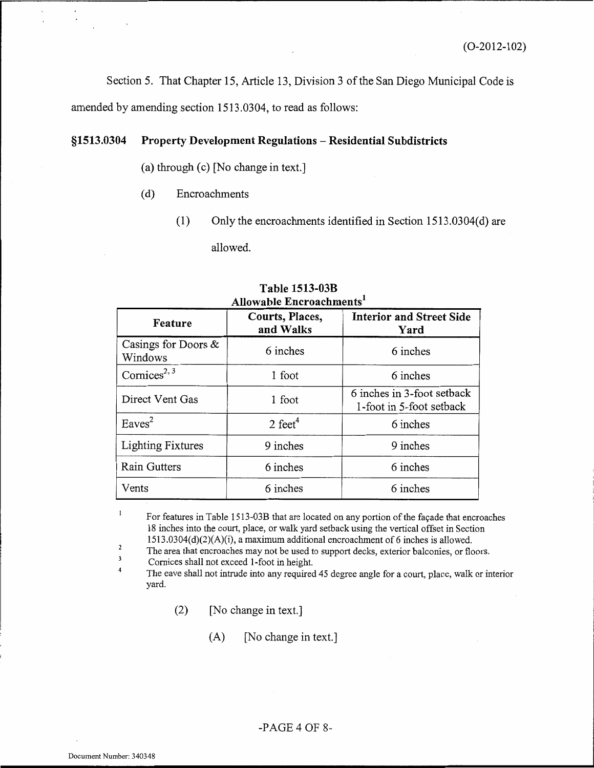Section 5. That Chapter 15, Article 13, Division 3 of the San Diego Municipal Code is amended by amending section 1513.0304, to read as follows:

**§1513.0304 Property Development Regulations – Residential Subdistricts**

(a) through (c) [No change in text.]

(d) Encroachments

(1) Only the encroachments identified in Section 1513.0304(d) are allowed.

**Table 1513-03B**
**Allowable Encroachments[1]**

| Feature | Courts, Places, and Walks | Interior and Street Side Yard |
|---|---|---|
| Casings for Doors & Windows | 6 inches | 6 inches |
| Cornices[2, 3] | 1 foot | 6 inches |
| Direct Vent Gas | 1 foot | 6 inches in 3-foot setback 1-foot in 5-foot setback |
| Eaves[2] | 2 feet[4] | 6 inches |
| Lighting Fixtures | 9 inches | 9 inches |
| Rain Gutters | 6 inches | 6 inches |
| Vents | 6 inches | 6 inches |

[1] For features in Table 1513-03B that are located on any portion of the façade that encroaches 18 inches into the court, place, or walk yard setback using the vertical offset in Section 1513.0304(d)(2)(A)(i), a maximum additional encroachment of 6 inches is allowed.

[2] The area that encroaches may not be used to support decks, exterior balconies, or floors.

[3] Cornices shall not exceed 1-foot in height.

[4] The eave shall not intrude into any required 45 degree angle for a court, place, walk or interior yard.

(2) [No change in text.]

(A) [No change in text.]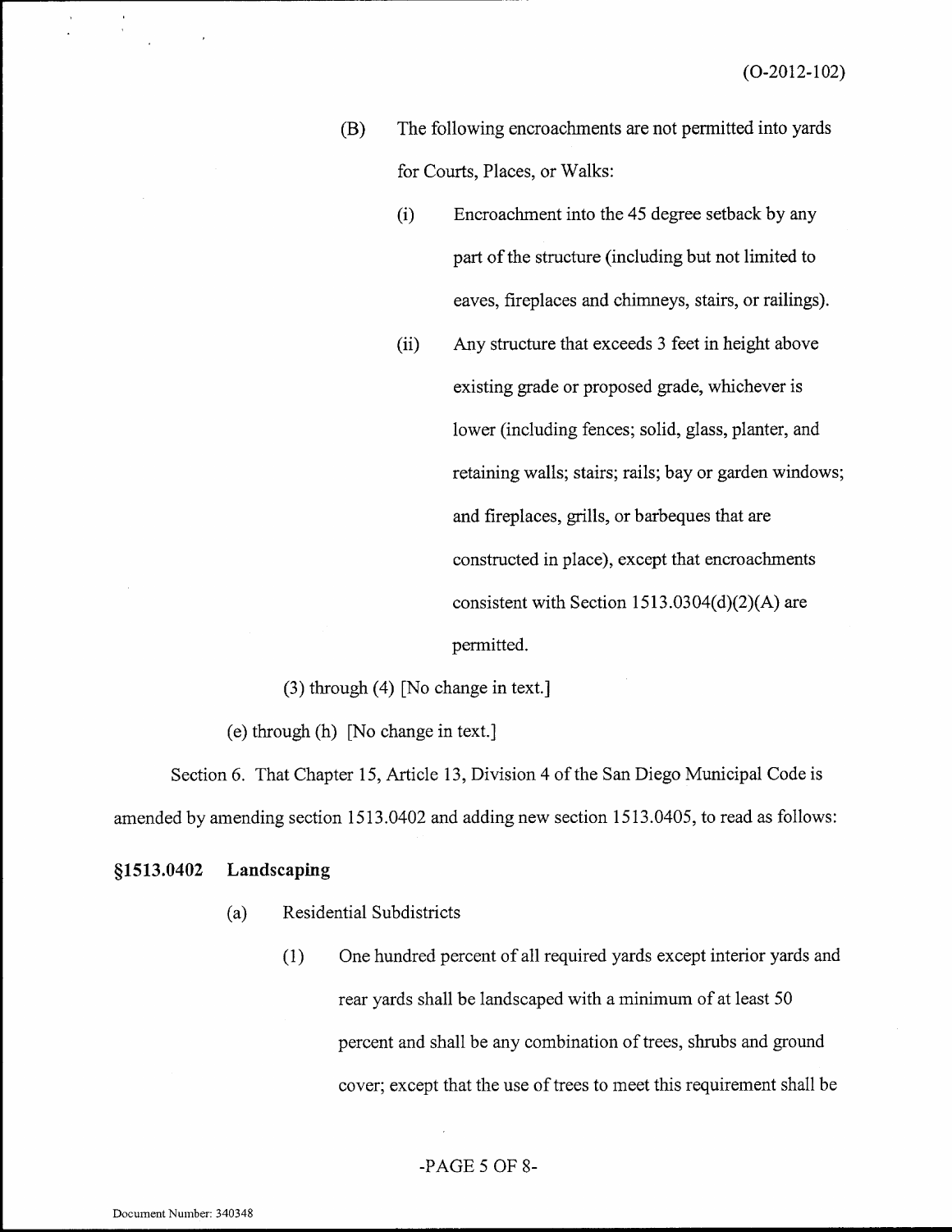(B) The following encroachments are not permitted into yards for Courts, Places, or Walks:

(i) Encroachment into the 45 degree setback by any part of the structure (including but not limited to eaves, fireplaces and chimneys, stairs, or railings).

(ii) Any structure that exceeds 3 feet in height above existing grade or proposed grade, whichever is lower (including fences; solid, glass, planter, and retaining walls; stairs; rails; bay or garden windows; and fireplaces, grills, or barbeques that are constructed in place), except that encroachments consistent with Section 1513.0304(d)(2)(A) are permitted.

(3) through (4) [No change in text.]

(e) through (h) [No change in text.]

Section 6. That Chapter 15, Article 13, Division 4 of the San Diego Municipal Code is amended by amending section 1513.0402 and adding new section 1513.0405, to read as follows:

**§1513.0402 Landscaping**

(a) Residential Subdistricts

(1) One hundred percent of all required yards except interior yards and rear yards shall be landscaped with a minimum of at least 50 percent and shall be any combination of trees, shrubs and ground cover; except that the use of trees to meet this requirement shall be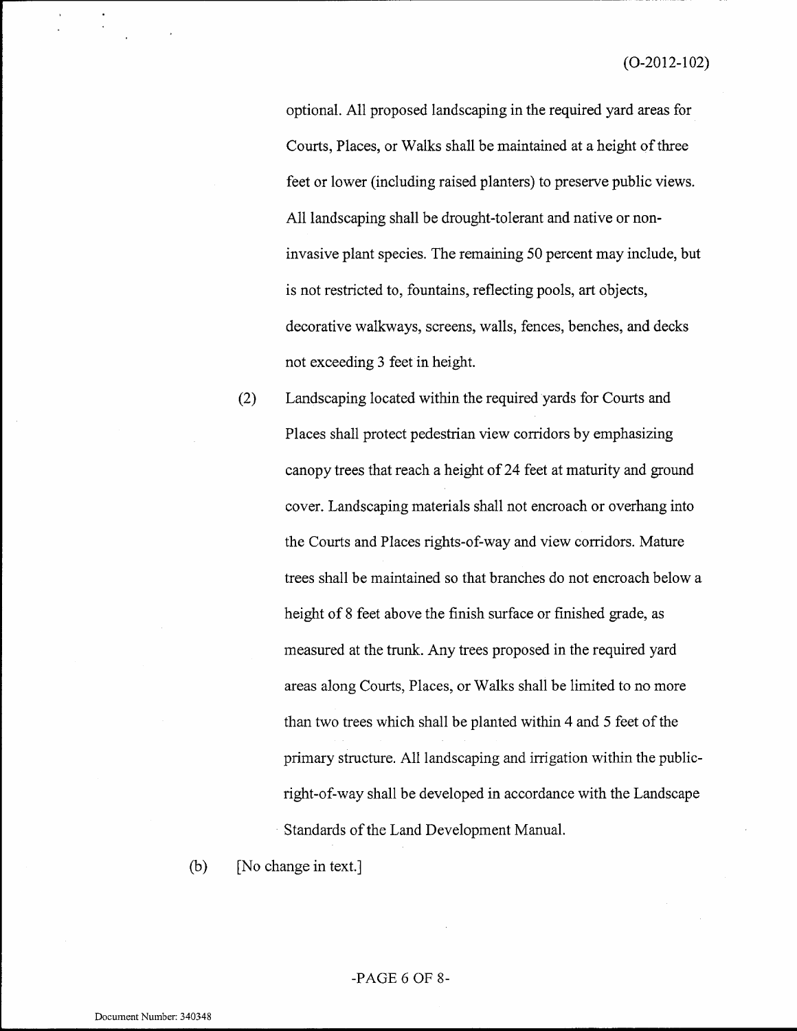optional. All proposed landscaping in the required yard areas for Courts, Places, or Walks shall be maintained at a height of three feet or lower (including raised planters) to preserve public views. All landscaping shall be drought-tolerant and native or non-invasive plant species. The remaining 50 percent may include, but is not restricted to, fountains, reflecting pools, art objects, decorative walkways, screens, walls, fences, benches, and decks not exceeding 3 feet in height.

(2) Landscaping located within the required yards for Courts and Places shall protect pedestrian view corridors by emphasizing canopy trees that reach a height of 24 feet at maturity and ground cover. Landscaping materials shall not encroach or overhang into the Courts and Places rights-of-way and view corridors. Mature trees shall be maintained so that branches do not encroach below a height of 8 feet above the finish surface or finished grade, as measured at the trunk. Any trees proposed in the required yard areas along Courts, Places, or Walks shall be limited to no more than two trees which shall be planted within 4 and 5 feet of the primary structure. All landscaping and irrigation within the public-right-of-way shall be developed in accordance with the Landscape Standards of the Land Development Manual.

(b) [No change in text.]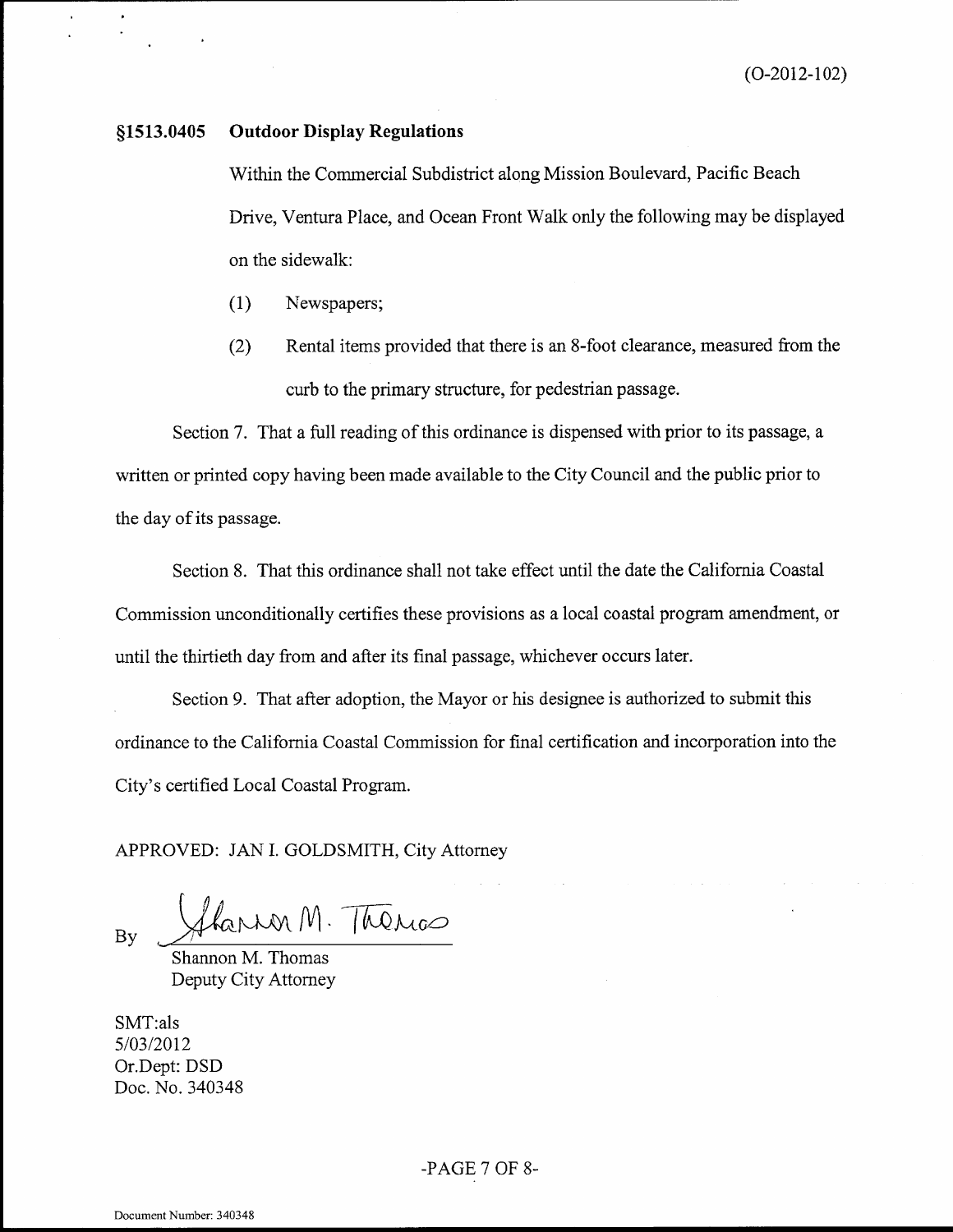(O-2012-102)

### §1513.0405 Outdoor Display Regulations

Within the Commercial Subdistrict along Mission Boulevard, Pacific Beach Drive, Ventura Place, and Ocean Front Walk only the following may be displayed on the sidewalk:

(1) Newspapers;

(2) Rental items provided that there is an 8-foot clearance, measured from the curb to the primary structure, for pedestrian passage.

Section 7. That a full reading of this ordinance is dispensed with prior to its passage, a written or printed copy having been made available to the City Council and the public prior to the day of its passage.

Section 8. That this ordinance shall not take effect until the date the California Coastal Commission unconditionally certifies these provisions as a local coastal program amendment, or until the thirtieth day from and after its final passage, whichever occurs later.

Section 9. That after adoption, the Mayor or his designee is authorized to submit this ordinance to the California Coastal Commission for final certification and incorporation into the City's certified Local Coastal Program.

APPROVED: JAN I. GOLDSMITH, City Attorney

By Shannon M. Thomas

Shannon M. Thomas
Deputy City Attorney

SMT:als
5/03/2012
Or.Dept: DSD
Doc. No. 340348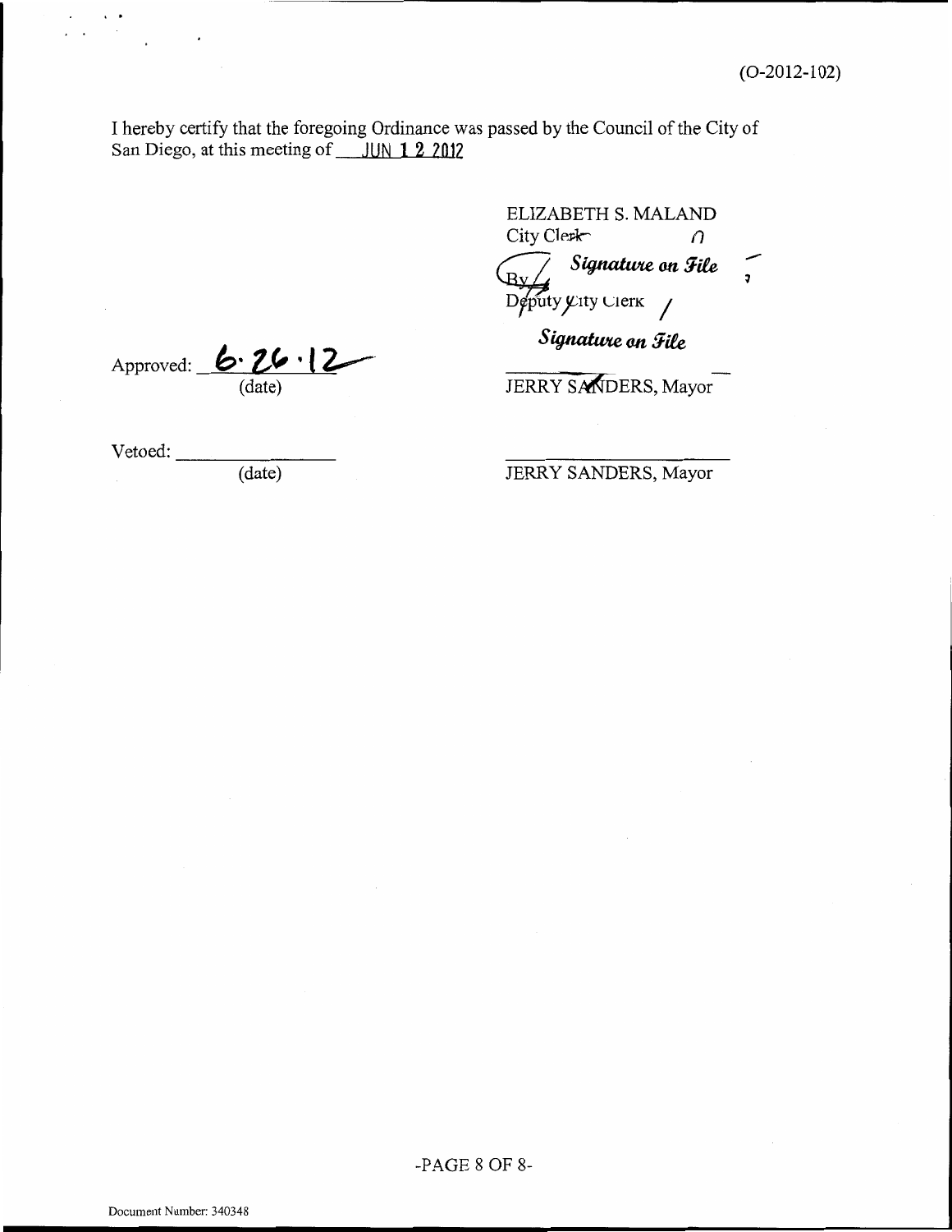(O-2012-102)

I hereby certify that the foregoing Ordinance was passed by the Council of the City of San Diego, at this meeting of JUN 12 2012

ELIZABETH S. MALAND
City Clerk

By *Signature on File*
Deputy City Clerk

Approved: 6.26.12
(date)

*Signature on File*
JERRY SANDERS, Mayor

Vetoed: ________________
(date)

JERRY SANDERS, Mayor

Document Number: 340348